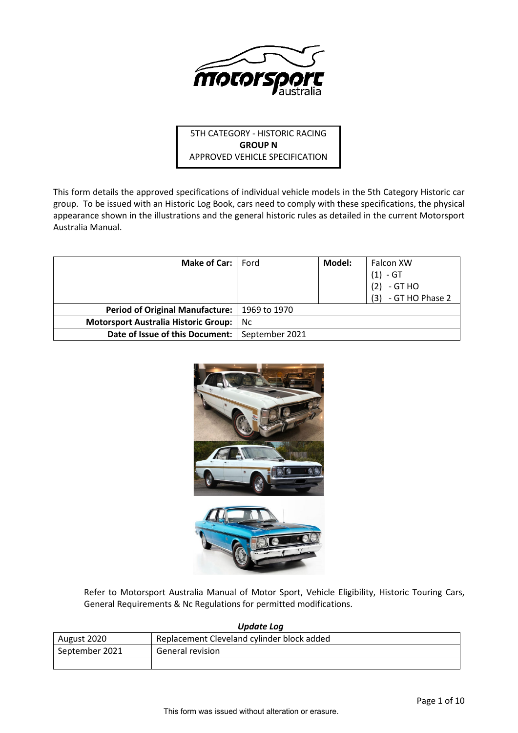5TH CATEGORY - HISTORIC RACING
**GROUP N**
APPROVED VEHICLE SPECIFICATION

This form details the approved specifications of individual vehicle models in the 5th Category Historic car group. To be issued with an Historic Log Book, cars need to comply with these specifications, the physical appearance shown in the illustrations and the general historic rules as detailed in the current Motorsport Australia Manual.

| **Make of Car:** | Ford | **Model:** | Falcon XW<br>(1) - GT<br>(2) - GT HO<br>(3) - GT HO Phase 2 |
|---|---|---|---|
| **Period of Original Manufacture:** | 1969 to 1970 | | |
| **Motorsport Australia Historic Group:** | Nc | | |
| **Date of Issue of this Document:** | September 2021 | | |

Refer to Motorsport Australia Manual of Motor Sport, Vehicle Eligibility, Historic Touring Cars, General Requirements & Nc Regulations for permitted modifications.

***Update Log***

| | |
|---|---|
| August 2020 | Replacement Cleveland cylinder block added |
| September 2021 | General revision |
| | |

This form was issued without alteration or erasure.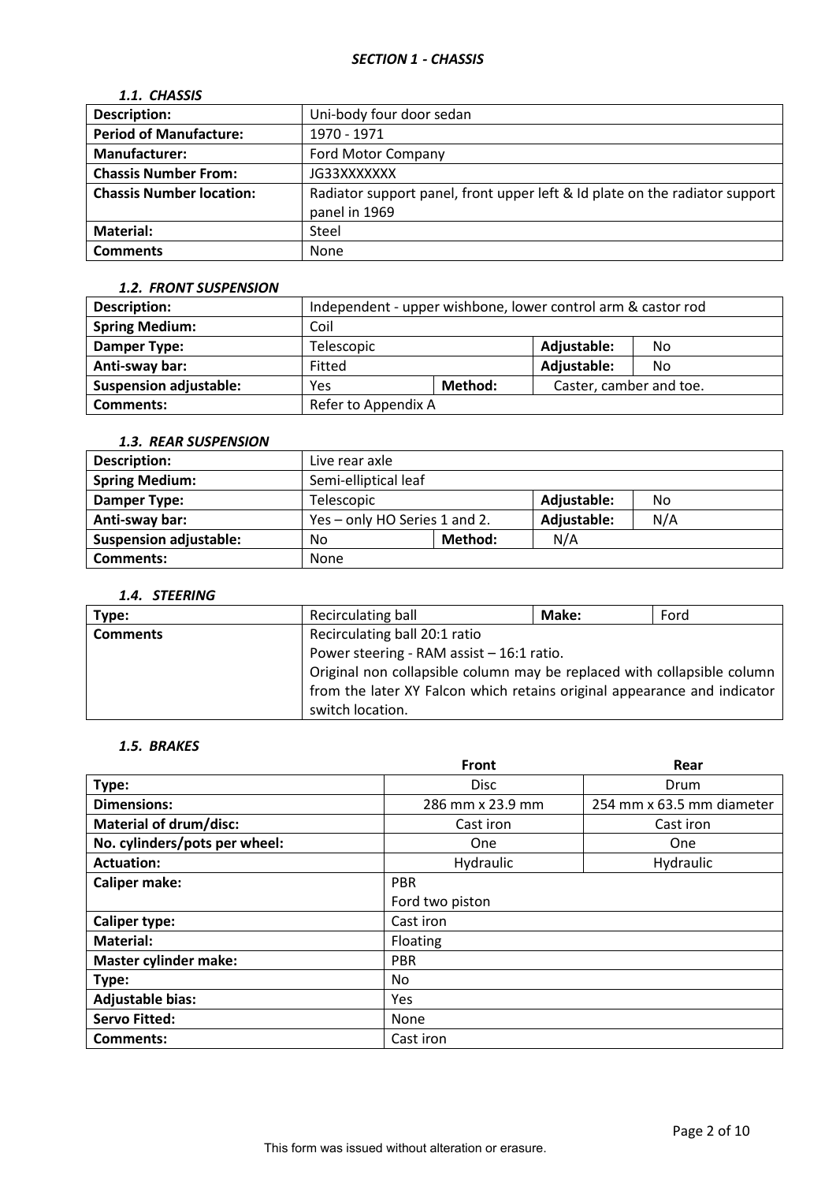### *SECTION 1 - CHASSIS*

#### *1.1. CHASSIS*

| | |
|---|---|
| **Description:** | Uni-body four door sedan |
| **Period of Manufacture:** | 1970 - 1971 |
| **Manufacturer:** | Ford Motor Company |
| **Chassis Number From:** | JG33XXXXXXX |
| **Chassis Number location:** | Radiator support panel, front upper left & Id plate on the radiator support panel in 1969 |
| **Material:** | Steel |
| **Comments** | None |

#### *1.2. FRONT SUSPENSION*

| | | | | |
|---|---|---|---|---|
| **Description:** | Independent - upper wishbone, lower control arm & castor rod | | | |
| **Spring Medium:** | Coil | | | |
| **Damper Type:** | Telescopic | | **Adjustable:** | No |
| **Anti-sway bar:** | Fitted | | **Adjustable:** | No |
| **Suspension adjustable:** | Yes | **Method:** | Caster, camber and toe. | |
| **Comments:** | Refer to Appendix A | | | |

#### *1.3. REAR SUSPENSION*

| | | | | |
|---|---|---|---|---|
| **Description:** | Live rear axle | | | |
| **Spring Medium:** | Semi-elliptical leaf | | | |
| **Damper Type:** | Telescopic | | **Adjustable:** | No |
| **Anti-sway bar:** | Yes – only HO Series 1 and 2. | | **Adjustable:** | N/A |
| **Suspension adjustable:** | No | **Method:** | N/A | |
| **Comments:** | None | | | |

#### *1.4. STEERING*

| | | | |
|---|---|---|---|
| **Type:** | Recirculating ball | **Make:** | Ford |
| **Comments** | Recirculating ball 20:1 ratio<br>Power steering - RAM assist – 16:1 ratio.<br>Original non collapsible column may be replaced with collapsible column from the later XY Falcon which retains original appearance and indicator switch location. | | |

#### *1.5. BRAKES*

| | Front | Rear |
|---|---|---|
| **Type:** | Disc | Drum |
| **Dimensions:** | 286 mm x 23.9 mm | 254 mm x 63.5 mm diameter |
| **Material of drum/disc:** | Cast iron | Cast iron |
| **No. cylinders/pots per wheel:** | One | One |
| **Actuation:** | Hydraulic | Hydraulic |
| **Caliper make:** | PBR<br>Ford two piston | |
| **Caliper type:** | Cast iron | |
| **Material:** | Floating | |
| **Master cylinder make:** | PBR | |
| **Type:** | No | |
| **Adjustable bias:** | Yes | |
| **Servo Fitted:** | None | |
| **Comments:** | Cast iron | |

This form was issued without alteration or erasure.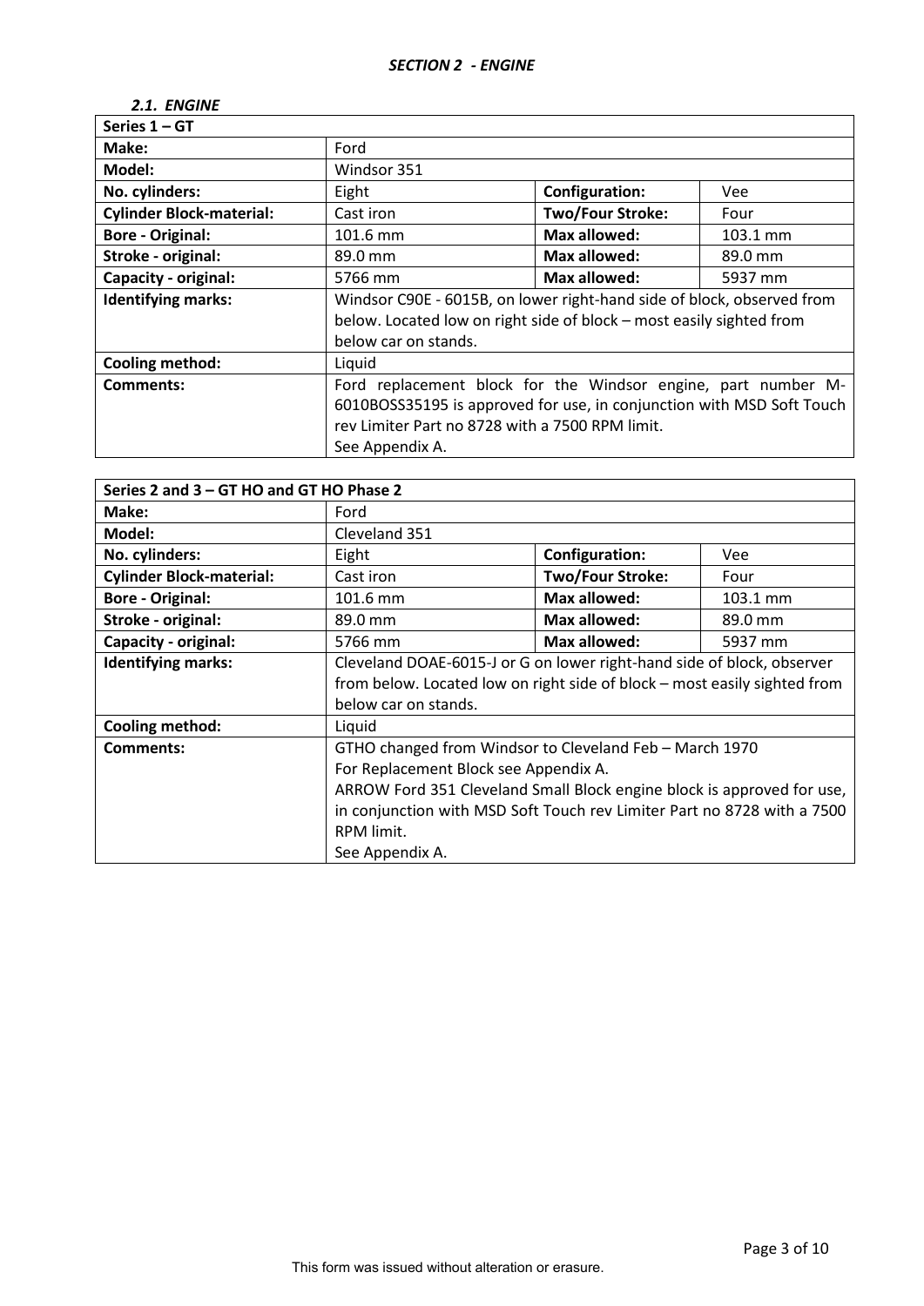## *SECTION 2 - ENGINE*

### *2.1. ENGINE*

| **Series 1 – GT** | | | |
|---|---|---|---|
| **Make:** | Ford | | |
| **Model:** | Windsor 351 | | |
| **No. cylinders:** | Eight | **Configuration:** | Vee |
| **Cylinder Block-material:** | Cast iron | **Two/Four Stroke:** | Four |
| **Bore - Original:** | 101.6 mm | **Max allowed:** | 103.1 mm |
| **Stroke - original:** | 89.0 mm | **Max allowed:** | 89.0 mm |
| **Capacity - original:** | 5766 mm | **Max allowed:** | 5937 mm |
| **Identifying marks:** | Windsor C90E - 6015B, on lower right-hand side of block, observed from below. Located low on right side of block – most easily sighted from below car on stands. | | |
| **Cooling method:** | Liquid | | |
| **Comments:** | Ford replacement block for the Windsor engine, part number M-6010BOSS35195 is approved for use, in conjunction with MSD Soft Touch rev Limiter Part no 8728 with a 7500 RPM limit.<br>See Appendix A. | | |

| **Series 2 and 3 – GT HO and GT HO Phase 2** | | | |
|---|---|---|---|
| **Make:** | Ford | | |
| **Model:** | Cleveland 351 | | |
| **No. cylinders:** | Eight | **Configuration:** | Vee |
| **Cylinder Block-material:** | Cast iron | **Two/Four Stroke:** | Four |
| **Bore - Original:** | 101.6 mm | **Max allowed:** | 103.1 mm |
| **Stroke - original:** | 89.0 mm | **Max allowed:** | 89.0 mm |
| **Capacity - original:** | 5766 mm | **Max allowed:** | 5937 mm |
| **Identifying marks:** | Cleveland DOAE-6015-J or G on lower right-hand side of block, observer from below. Located low on right side of block – most easily sighted from below car on stands. | | |
| **Cooling method:** | Liquid | | |
| **Comments:** | GTHO changed from Windsor to Cleveland Feb – March 1970<br>For Replacement Block see Appendix A.<br>ARROW Ford 351 Cleveland Small Block engine block is approved for use, in conjunction with MSD Soft Touch rev Limiter Part no 8728 with a 7500 RPM limit.<br>See Appendix A. | | |

This form was issued without alteration or erasure.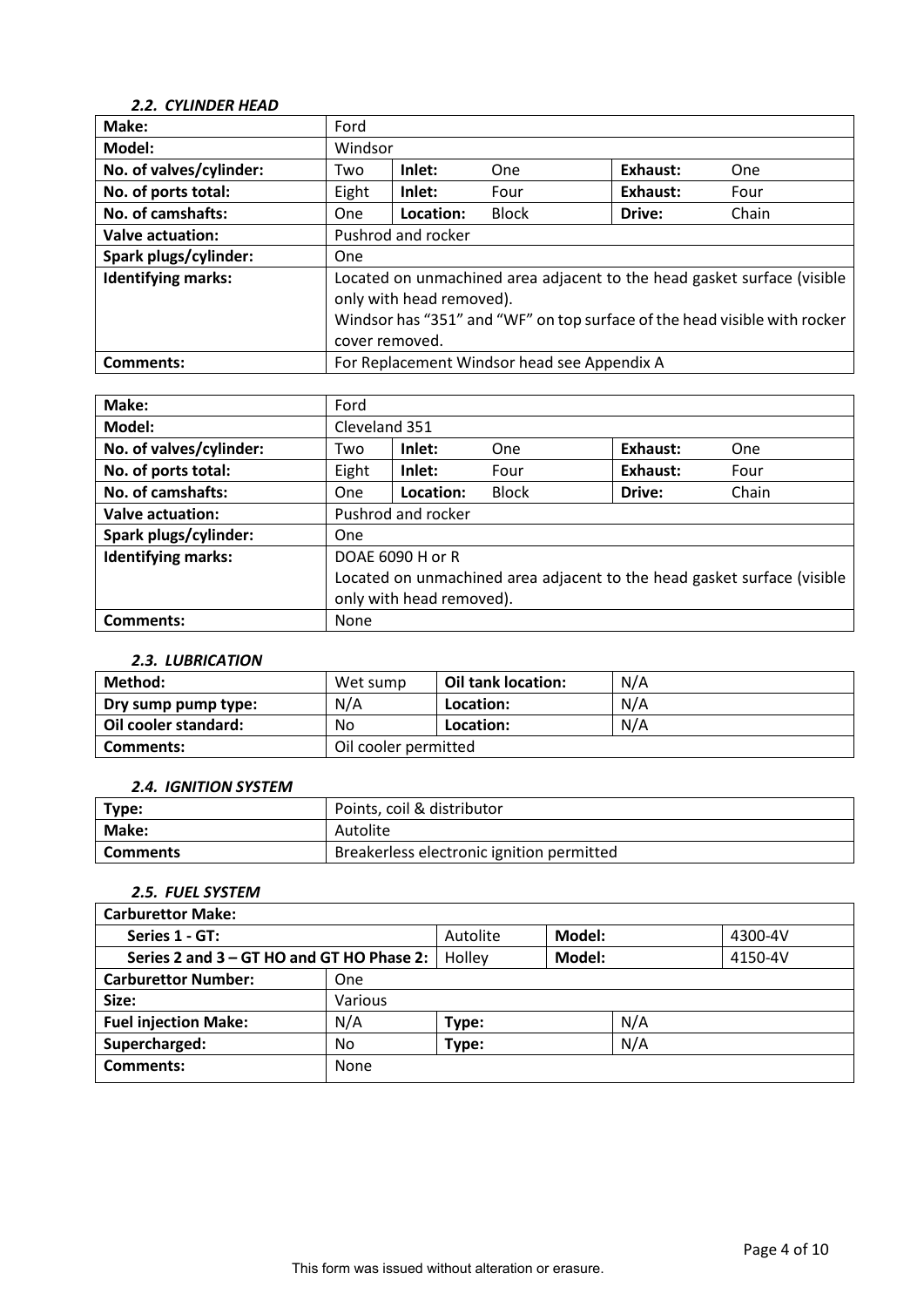### *2.2. CYLINDER HEAD*

| **Make:** | Ford | | | | |
|---|---|---|---|---|---|
| **Model:** | Windsor | | | | |
| **No. of valves/cylinder:** | Two | **Inlet:** | One | **Exhaust:** | One |
| **No. of ports total:** | Eight | **Inlet:** | Four | **Exhaust:** | Four |
| **No. of camshafts:** | One | **Location:** | Block | **Drive:** | Chain |
| **Valve actuation:** | Pushrod and rocker | | | | |
| **Spark plugs/cylinder:** | One | | | | |
| **Identifying marks:** | Located on unmachined area adjacent to the head gasket surface (visible only with head removed). Windsor has "351" and "WF" on top surface of the head visible with rocker cover removed. | | | | |
| **Comments:** | For Replacement Windsor head see Appendix A | | | | |

| **Make:** | Ford | | | | |
|---|---|---|---|---|---|
| **Model:** | Cleveland 351 | | | | |
| **No. of valves/cylinder:** | Two | **Inlet:** | One | **Exhaust:** | One |
| **No. of ports total:** | Eight | **Inlet:** | Four | **Exhaust:** | Four |
| **No. of camshafts:** | One | **Location:** | Block | **Drive:** | Chain |
| **Valve actuation:** | Pushrod and rocker | | | | |
| **Spark plugs/cylinder:** | One | | | | |
| **Identifying marks:** | DOAE 6090 H or R Located on unmachined area adjacent to the head gasket surface (visible only with head removed). | | | | |
| **Comments:** | None | | | | |

### *2.3. LUBRICATION*

| **Method:** | Wet sump | **Oil tank location:** | N/A |
|---|---|---|---|
| **Dry sump pump type:** | N/A | **Location:** | N/A |
| **Oil cooler standard:** | No | **Location:** | N/A |
| **Comments:** | Oil cooler permitted | | |

### *2.4. IGNITION SYSTEM*

| **Type:** | Points, coil & distributor |
|---|---|
| **Make:** | Autolite |
| **Comments** | Breakerless electronic ignition permitted |

### *2.5. FUEL SYSTEM*

| **Carburettor Make:** | | | | | |
|---|---|---|---|---|---|
| **Series 1 - GT:** | | Autolite | **Model:** | | 4300-4V |
| **Series 2 and 3 – GT HO and GT HO Phase 2:** | | Holley | **Model:** | | 4150-4V |
| **Carburettor Number:** | One | | | | |
| **Size:** | Various | | | | |
| **Fuel injection Make:** | N/A | **Type:** | | N/A | |
| **Supercharged:** | No | **Type:** | | N/A | |
| **Comments:** | None | | | | |

This form was issued without alteration or erasure.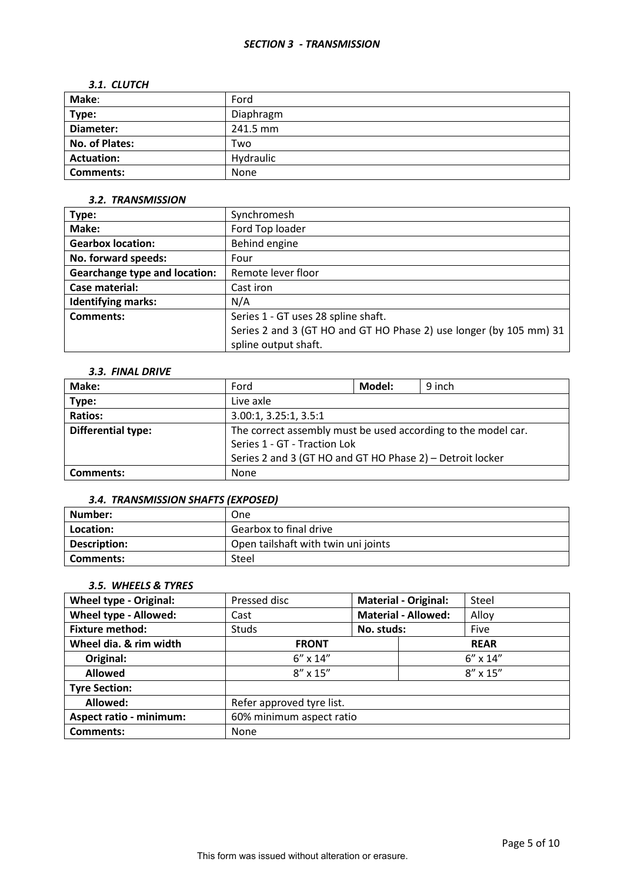# *SECTION 3 - TRANSMISSION*

### *3.1. CLUTCH*

| **Make**: | Ford |
|---|---|
| **Type:** | Diaphragm |
| **Diameter:** | 241.5 mm |
| **No. of Plates:** | Two |
| **Actuation:** | Hydraulic |
| **Comments:** | None |

### *3.2. TRANSMISSION*

| **Type:** | Synchromesh |
|---|---|
| **Make:** | Ford Top loader |
| **Gearbox location:** | Behind engine |
| **No. forward speeds:** | Four |
| **Gearchange type and location:** | Remote lever floor |
| **Case material:** | Cast iron |
| **Identifying marks:** | N/A |
| **Comments:** | Series 1 - GT uses 28 spline shaft.<br>Series 2 and 3 (GT HO and GT HO Phase 2) use longer (by 105 mm) 31 spline output shaft. |

### *3.3. FINAL DRIVE*

| **Make:** | Ford | **Model:** | 9 inch |
|---|---|---|---|
| **Type:** | Live axle | | |
| **Ratios:** | 3.00:1, 3.25:1, 3.5:1 | | |
| **Differential type:** | The correct assembly must be used according to the model car.<br>Series 1 - GT - Traction Lok<br>Series 2 and 3 (GT HO and GT HO Phase 2) – Detroit locker | | |
| **Comments:** | None | | |

### *3.4. TRANSMISSION SHAFTS (EXPOSED)*

| **Number:** | One |
|---|---|
| **Location:** | Gearbox to final drive |
| **Description:** | Open tailshaft with twin uni joints |
| **Comments:** | Steel |

### *3.5. WHEELS & TYRES*

| **Wheel type - Original:** | Pressed disc | **Material - Original:** | Steel |
|---|---|---|---|
| **Wheel type - Allowed:** | Cast | **Material - Allowed:** | Alloy |
| **Fixture method:** | Studs | **No. studs:** | Five |
| **Wheel dia. & rim width** | **FRONT** | | **REAR** |
| **Original:** | 6” x 14” | | 6” x 14” |
| **Allowed** | 8” x 15” | | 8” x 15” |
| **Tyre Section:** | | | |
| **Allowed:** | Refer approved tyre list. | | |
| **Aspect ratio - minimum:** | 60% minimum aspect ratio | | |
| **Comments:** | None | | |

This form was issued without alteration or erasure.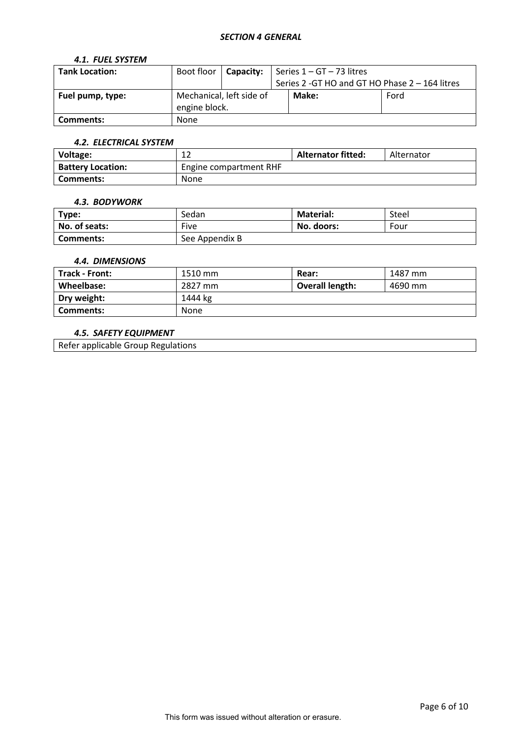## *SECTION 4 GENERAL*

### *4.1. FUEL SYSTEM*

| **Tank Location:** | Boot floor | **Capacity:** | Series 1 – GT – 73 litres<br>Series 2 -GT HO and GT HO Phase 2 – 164 litres |
|---|---|---|---|
| **Fuel pump, type:** | Mechanical, left side of engine block. | **Make:** | Ford |
| **Comments:** | None | | |

### *4.2. ELECTRICAL SYSTEM*

| **Voltage:** | 12 | **Alternator fitted:** | Alternator |
|---|---|---|---|
| **Battery Location:** | Engine compartment RHF | | |
| **Comments:** | None | | |

### *4.3. BODYWORK*

| **Type:** | Sedan | **Material:** | Steel |
|---|---|---|---|
| **No. of seats:** | Five | **No. doors:** | Four |
| **Comments:** | See Appendix B | | |

### *4.4. DIMENSIONS*

| **Track - Front:** | 1510 mm | **Rear:** | 1487 mm |
|---|---|---|---|
| **Wheelbase:** | 2827 mm | **Overall length:** | 4690 mm |
| **Dry weight:** | 1444 kg | | |
| **Comments:** | None | | |

### *4.5. SAFETY EQUIPMENT*

Refer applicable Group Regulations

This form was issued without alteration or erasure.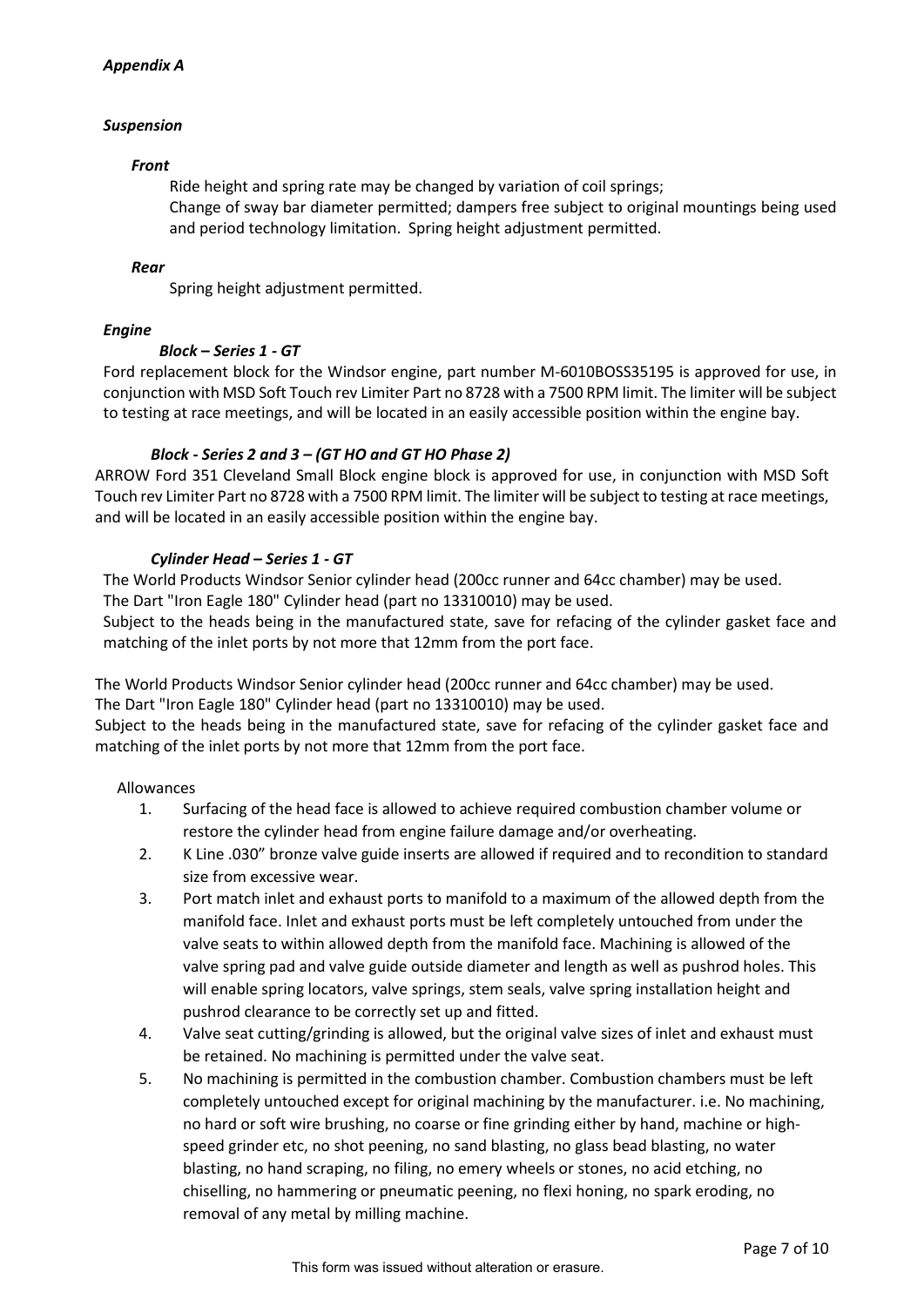***Appendix A***

***Suspension***

***Front***

Ride height and spring rate may be changed by variation of coil springs;
Change of sway bar diameter permitted; dampers free subject to original mountings being used and period technology limitation. Spring height adjustment permitted.

***Rear***

Spring height adjustment permitted.

***Engine***

***Block – Series 1 - GT***

Ford replacement block for the Windsor engine, part number M-6010BOSS35195 is approved for use, in conjunction with MSD Soft Touch rev Limiter Part no 8728 with a 7500 RPM limit. The limiter will be subject to testing at race meetings, and will be located in an easily accessible position within the engine bay.

***Block - Series 2 and 3 – (GT HO and GT HO Phase 2)***

ARROW Ford 351 Cleveland Small Block engine block is approved for use, in conjunction with MSD Soft Touch rev Limiter Part no 8728 with a 7500 RPM limit. The limiter will be subject to testing at race meetings, and will be located in an easily accessible position within the engine bay.

***Cylinder Head – Series 1 - GT***

The World Products Windsor Senior cylinder head (200cc runner and 64cc chamber) may be used.
The Dart "Iron Eagle 180" Cylinder head (part no 13310010) may be used.
Subject to the heads being in the manufactured state, save for refacing of the cylinder gasket face and matching of the inlet ports by not more that 12mm from the port face.

The World Products Windsor Senior cylinder head (200cc runner and 64cc chamber) may be used.
The Dart "Iron Eagle 180" Cylinder head (part no 13310010) may be used.
Subject to the heads being in the manufactured state, save for refacing of the cylinder gasket face and matching of the inlet ports by not more that 12mm from the port face.

Allowances

1. Surfacing of the head face is allowed to achieve required combustion chamber volume or restore the cylinder head from engine failure damage and/or overheating.
2. K Line .030” bronze valve guide inserts are allowed if required and to recondition to standard size from excessive wear.
3. Port match inlet and exhaust ports to manifold to a maximum of the allowed depth from the manifold face. Inlet and exhaust ports must be left completely untouched from under the valve seats to within allowed depth from the manifold face. Machining is allowed of the valve spring pad and valve guide outside diameter and length as well as pushrod holes. This will enable spring locators, valve springs, stem seals, valve spring installation height and pushrod clearance to be correctly set up and fitted.
4. Valve seat cutting/grinding is allowed, but the original valve sizes of inlet and exhaust must be retained. No machining is permitted under the valve seat.
5. No machining is permitted in the combustion chamber. Combustion chambers must be left completely untouched except for original machining by the manufacturer. i.e. No machining, no hard or soft wire brushing, no coarse or fine grinding either by hand, machine or high-speed grinder etc, no shot peening, no sand blasting, no glass bead blasting, no water blasting, no hand scraping, no filing, no emery wheels or stones, no acid etching, no chiselling, no hammering or pneumatic peening, no flexi honing, no spark eroding, no removal of any metal by milling machine.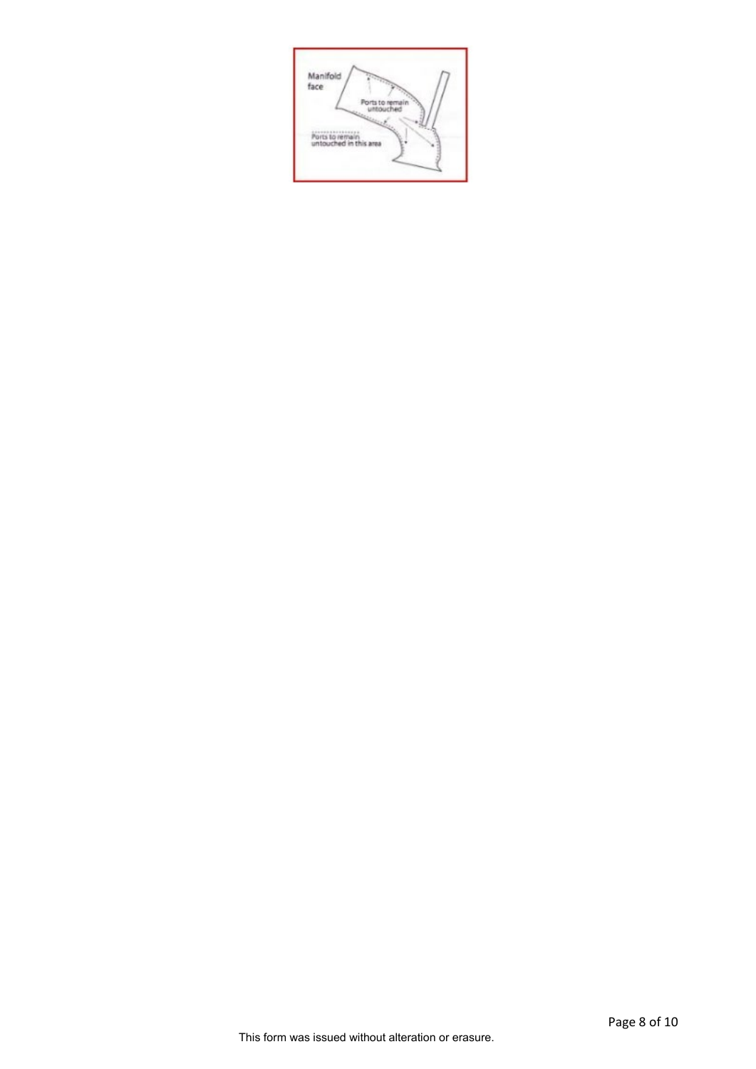Manifold face

Ports to remain untouched

Ports to remain untouched in this area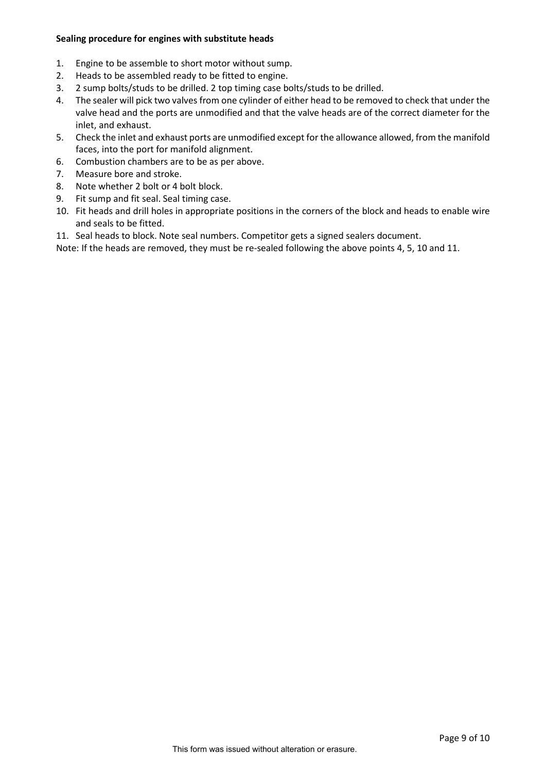**Sealing procedure for engines with substitute heads**

1. Engine to be assemble to short motor without sump.
2. Heads to be assembled ready to be fitted to engine.
3. 2 sump bolts/studs to be drilled. 2 top timing case bolts/studs to be drilled.
4. The sealer will pick two valves from one cylinder of either head to be removed to check that under the valve head and the ports are unmodified and that the valve heads are of the correct diameter for the inlet, and exhaust.
5. Check the inlet and exhaust ports are unmodified except for the allowance allowed, from the manifold faces, into the port for manifold alignment.
6. Combustion chambers are to be as per above.
7. Measure bore and stroke.
8. Note whether 2 bolt or 4 bolt block.
9. Fit sump and fit seal. Seal timing case.
10. Fit heads and drill holes in appropriate positions in the corners of the block and heads to enable wire and seals to be fitted.
11. Seal heads to block. Note seal numbers. Competitor gets a signed sealers document.

Note: If the heads are removed, they must be re-sealed following the above points 4, 5, 10 and 11.

This form was issued without alteration or erasure.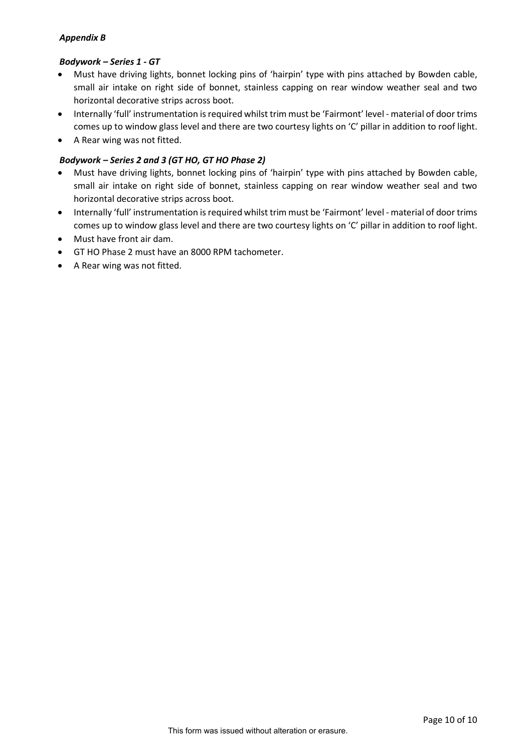*Appendix B*

***Bodywork – Series 1 - GT***

- Must have driving lights, bonnet locking pins of 'hairpin' type with pins attached by Bowden cable, small air intake on right side of bonnet, stainless capping on rear window weather seal and two horizontal decorative strips across boot.
- Internally 'full' instrumentation is required whilst trim must be 'Fairmont' level - material of door trims comes up to window glass level and there are two courtesy lights on 'C' pillar in addition to roof light.
- A Rear wing was not fitted.

***Bodywork – Series 2 and 3 (GT HO, GT HO Phase 2)***

- Must have driving lights, bonnet locking pins of 'hairpin' type with pins attached by Bowden cable, small air intake on right side of bonnet, stainless capping on rear window weather seal and two horizontal decorative strips across boot.
- Internally 'full' instrumentation is required whilst trim must be 'Fairmont' level - material of door trims comes up to window glass level and there are two courtesy lights on 'C' pillar in addition to roof light.
- Must have front air dam.
- GT HO Phase 2 must have an 8000 RPM tachometer.
- A Rear wing was not fitted.

This form was issued without alteration or erasure.